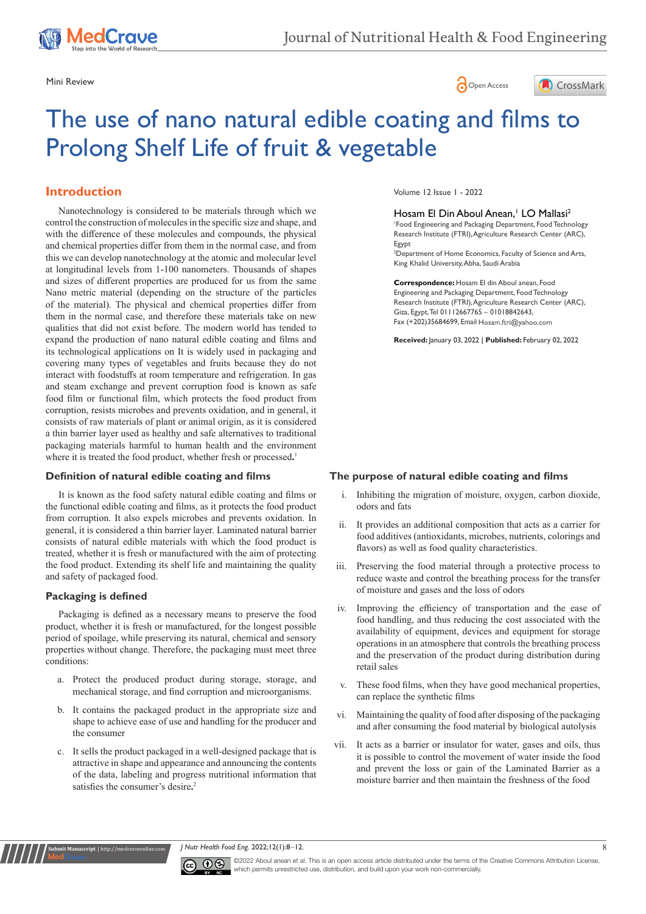Mini Review

# The use of nano natural edible coating and films to Prolong Shelf Life of fruit & vegetable

Volume 12 Issue 1 - 2022

Hosam El Din Aboul Anean,[1] LO Mallasi[2]

[1]Food Engineering and Packaging Department, Food Technology Research Institute (FTRI), Agriculture Research Center (ARC), Egypt

[2]Department of Home Economics, Faculty of Science and Arts, King Khalid University, Abha, Saudi Arabia

**Correspondence:** Hosam El din Aboul anean, Food Engineering and Packaging Department, Food Technology Research Institute (FTRI), Agriculture Research Center (ARC), Giza, Egypt, Tel 01112667765 – 01018842643, Fax (+202)35684699, Email Hosam.ftri@yahoo.com

**Received:** January 03, 2022 | **Published:** February 02, 2022

## Introduction

Nanotechnology is considered to be materials through which we control the construction of molecules in the specific size and shape, and with the difference of these molecules and compounds, the physical and chemical properties differ from them in the normal case, and from this we can develop nanotechnology at the atomic and molecular level at longitudinal levels from 1-100 nanometers. Thousands of shapes and sizes of different properties are produced for us from the same Nano metric material (depending on the structure of the particles of the material). The physical and chemical properties differ from them in the normal case, and therefore these materials take on new qualities that did not exist before. The modern world has tended to expand the production of nano natural edible coating and films and its technological applications on It is widely used in packaging and covering many types of vegetables and fruits because they do not interact with foodstuffs at room temperature and refrigeration. In gas and steam exchange and prevent corruption food is known as safe food film or functional film, which protects the food product from corruption, resists microbes and prevents oxidation, and in general, it consists of raw materials of plant or animal origin, as it is considered a thin barrier layer used as healthy and safe alternatives to traditional packaging materials harmful to human health and the environment where it is treated the food product, whether fresh or processed.[1]

### Definition of natural edible coating and films

It is known as the food safety natural edible coating and films or the functional edible coating and films, as it protects the food product from corruption. It also expels microbes and prevents oxidation. In general, it is considered a thin barrier layer. Laminated natural barrier consists of natural edible materials with which the food product is treated, whether it is fresh or manufactured with the aim of protecting the food product. Extending its shelf life and maintaining the quality and safety of packaged food.

### Packaging is defined

Packaging is defined as a necessary means to preserve the food product, whether it is fresh or manufactured, for the longest possible period of spoilage, while preserving its natural, chemical and sensory properties without change. Therefore, the packaging must meet three conditions:

a. Protect the produced product during storage, storage, and mechanical storage, and find corruption and microorganisms.

b. It contains the packaged product in the appropriate size and shape to achieve ease of use and handling for the producer and the consumer

c. It sells the product packaged in a well-designed package that is attractive in shape and appearance and announcing the contents of the data, labeling and progress nutritional information that satisfies the consumer's desire.[2]

### The purpose of natural edible coating and films

i. Inhibiting the migration of moisture, oxygen, carbon dioxide, odors and fats

ii. It provides an additional composition that acts as a carrier for food additives (antioxidants, microbes, nutrients, colorings and flavors) as well as food quality characteristics.

iii. Preserving the food material through a protective process to reduce waste and control the breathing process for the transfer of moisture and gases and the loss of odors

iv. Improving the efficiency of transportation and the ease of food handling, and thus reducing the cost associated with the availability of equipment, devices and equipment for storage operations in an atmosphere that controls the breathing process and the preservation of the product during distribution during retail sales

v. These food films, when they have good mechanical properties, can replace the synthetic films

vi. Maintaining the quality of food after disposing of the packaging and after consuming the food material by biological autolysis

vii. It acts as a barrier or insulator for water, gases and oils, thus it is possible to control the movement of water inside the food and prevent the loss or gain of the Laminated Barrier as a moisture barrier and then maintain the freshness of the food

©2022 Aboul anean et al. This is an open access article distributed under the terms of the Creative Commons Attribution License, which permits unrestricted use, distribution, and build upon your work non-commercially.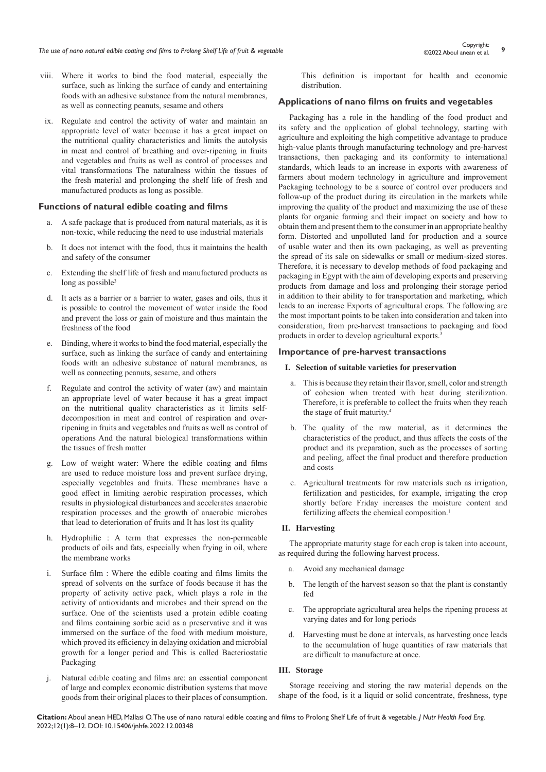viii. Where it works to bind the food material, especially the surface, such as linking the surface of candy and entertaining foods with an adhesive substance from the natural membranes, as well as connecting peanuts, sesame and others

ix. Regulate and control the activity of water and maintain an appropriate level of water because it has a great impact on the nutritional quality characteristics and limits the autolysis in meat and control of breathing and over-ripening in fruits and vegetables and fruits as well as control of processes and vital transformations The naturalness within the tissues of the fresh material and prolonging the shelf life of fresh and manufactured products as long as possible.

### Functions of natural edible coating and films

a. A safe package that is produced from natural materials, as it is non-toxic, while reducing the need to use industrial materials

b. It does not interact with the food, thus it maintains the health and safety of the consumer

c. Extending the shelf life of fresh and manufactured products as long as possible[3]

d. It acts as a barrier or a barrier to water, gases and oils, thus it is possible to control the movement of water inside the food and prevent the loss or gain of moisture and thus maintain the freshness of the food

e. Binding, where it works to bind the food material, especially the surface, such as linking the surface of candy and entertaining foods with an adhesive substance of natural membranes, as well as connecting peanuts, sesame, and others

f. Regulate and control the activity of water (aw) and maintain an appropriate level of water because it has a great impact on the nutritional quality characteristics as it limits self-decomposition in meat and control of respiration and over-ripening in fruits and vegetables and fruits as well as control of operations And the natural biological transformations within the tissues of fresh matter

g. Low of weight water: Where the edible coating and films are used to reduce moisture loss and prevent surface drying, especially vegetables and fruits. These membranes have a good effect in limiting aerobic respiration processes, which results in physiological disturbances and accelerates anaerobic respiration processes and the growth of anaerobic microbes that lead to deterioration of fruits and It has lost its quality

h. Hydrophilic : A term that expresses the non-permeable products of oils and fats, especially when frying in oil, where the membrane works

i. Surface film : Where the edible coating and films limits the spread of solvents on the surface of foods because it has the property of activity active pack, which plays a role in the activity of antioxidants and microbes and their spread on the surface. One of the scientists used a protein edible coating and films containing sorbic acid as a preservative and it was immersed on the surface of the food with medium moisture, which proved its efficiency in delaying oxidation and microbial growth for a longer period and This is called Bacteriostatic Packaging

j. Natural edible coating and films are: an essential component of large and complex economic distribution systems that move goods from their original places to their places of consumption. This definition is important for health and economic distribution.

### Applications of nano films on fruits and vegetables

Packaging has a role in the handling of the food product and its safety and the application of global technology, starting with agriculture and exploiting the high competitive advantage to produce high-value plants through manufacturing technology and pre-harvest transactions, then packaging and its conformity to international standards, which leads to an increase in exports with awareness of farmers about modern technology in agriculture and improvement Packaging technology to be a source of control over producers and follow-up of the product during its circulation in the markets while improving the quality of the product and maximizing the use of these plants for organic farming and their impact on society and how to obtain them and present them to the consumer in an appropriate healthy form. Distorted and unpolluted land for production and a source of usable water and then its own packaging, as well as preventing the spread of its sale on sidewalks or small or medium-sized stores. Therefore, it is necessary to develop methods of food packaging and packaging in Egypt with the aim of developing exports and preserving products from damage and loss and prolonging their storage period in addition to their ability to for transportation and marketing, which leads to an increase Exports of agricultural crops. The following are the most important points to be taken into consideration and taken into consideration, from pre-harvest transactions to packaging and food products in order to develop agricultural exports.[3]

### Importance of pre-harvest transactions

#### I. Selection of suitable varieties for preservation

a. This is because they retain their flavor, smell, color and strength of cohesion when treated with heat during sterilization. Therefore, it is preferable to collect the fruits when they reach the stage of fruit maturity.[4]

b. The quality of the raw material, as it determines the characteristics of the product, and thus affects the costs of the product and its preparation, such as the processes of sorting and peeling, affect the final product and therefore production and costs

c. Agricultural treatments for raw materials such as irrigation, fertilization and pesticides, for example, irrigating the crop shortly before Friday increases the moisture content and fertilizing affects the chemical composition.[1]

#### II. Harvesting

The appropriate maturity stage for each crop is taken into account, as required during the following harvest process.

a. Avoid any mechanical damage

b. The length of the harvest season so that the plant is constantly fed

c. The appropriate agricultural area helps the ripening process at varying dates and for long periods

d. Harvesting must be done at intervals, as harvesting once leads to the accumulation of huge quantities of raw materials that are difficult to manufacture at once.

#### III. Storage

Storage receiving and storing the raw material depends on the shape of the food, is it a liquid or solid concentrate, freshness, type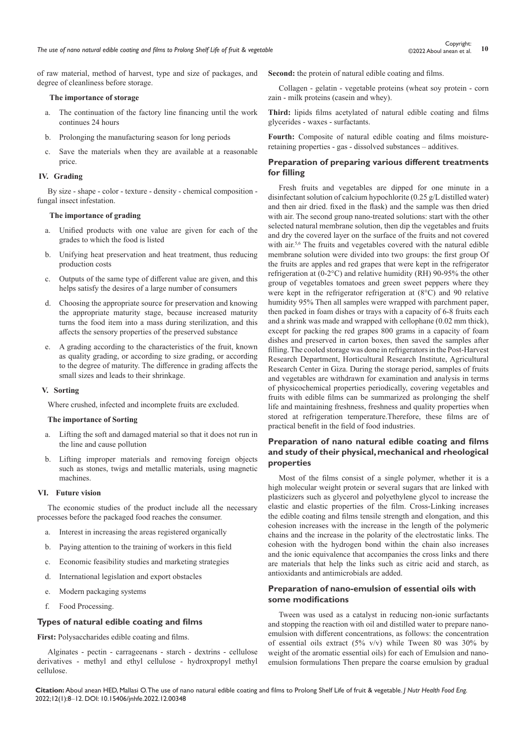of raw material, method of harvest, type and size of packages, and degree of cleanliness before storage.

**The importance of storage**

a. The continuation of the factory line financing until the work continues 24 hours

b. Prolonging the manufacturing season for long periods

c. Save the materials when they are available at a reasonable price.

## IV. Grading

By size - shape - color - texture - density - chemical composition - fungal insect infestation.

**The importance of grading**

a. Unified products with one value are given for each of the grades to which the food is listed

b. Unifying heat preservation and heat treatment, thus reducing production costs

c. Outputs of the same type of different value are given, and this helps satisfy the desires of a large number of consumers

d. Choosing the appropriate source for preservation and knowing the appropriate maturity stage, because increased maturity turns the food item into a mass during sterilization, and this affects the sensory properties of the preserved substance

e. A grading according to the characteristics of the fruit, known as quality grading, or according to size grading, or according to the degree of maturity. The difference in grading affects the small sizes and leads to their shrinkage.

## V. Sorting

Where crushed, infected and incomplete fruits are excluded.

**The importance of Sorting**

a. Lifting the soft and damaged material so that it does not run in the line and cause pollution

b. Lifting improper materials and removing foreign objects such as stones, twigs and metallic materials, using magnetic machines.

## VI. Future vision

The economic studies of the product include all the necessary processes before the packaged food reaches the consumer.

a. Interest in increasing the areas registered organically

b. Paying attention to the training of workers in this field

c. Economic feasibility studies and marketing strategies

d. International legislation and export obstacles

e. Modern packaging systems

f. Food Processing.

## Types of natural edible coating and films

**First:** Polysaccharides edible coating and films.

Alginates - pectin - carrageenans - starch - dextrins - cellulose derivatives - methyl and ethyl cellulose - hydroxpropyl methyl cellulose.

**Second:** the protein of natural edible coating and films.

Collagen - gelatin - vegetable proteins (wheat soy protein - corn zain - milk proteins (casein and whey).

**Third:** lipids films acetylated of natural edible coating and films glycerides - waxes - surfactants.

**Fourth:** Composite of natural edible coating and films moisture-retaining properties - gas - dissolved substances – additives.

## Preparation of preparing various different treatments for filling

Fresh fruits and vegetables are dipped for one minute in a disinfectant solution of calcium hypochlorite (0.25 g/L distilled water) and then air dried. fixed in the flask) and the sample was then dried with air. The second group nano-treated solutions: start with the other selected natural membrane solution, then dip the vegetables and fruits and dry the covered layer on the surface of the fruits and not covered with air.[5,6] The fruits and vegetables covered with the natural edible membrane solution were divided into two groups: the first group Of the fruits are apples and red grapes that were kept in the refrigerator refrigeration at (0-2°C) and relative humidity (RH) 90-95% the other group of vegetables tomatoes and green sweet peppers where they were kept in the refrigerator refrigeration at (8°C) and 90 relative humidity 95% Then all samples were wrapped with parchment paper, then packed in foam dishes or trays with a capacity of 6-8 fruits each and a shrink was made and wrapped with cellophane (0.02 mm thick), except for packing the red grapes 800 grams in a capacity of foam dishes and preserved in carton boxes, then saved the samples after filling. The cooled storage was done in refrigerators in the Post-Harvest Research Department, Horticultural Research Institute, Agricultural Research Center in Giza. During the storage period, samples of fruits and vegetables are withdrawn for examination and analysis in terms of physicochemical properties periodically, covering vegetables and fruits with edible films can be summarized as prolonging the shelf life and maintaining freshness, freshness and quality properties when stored at refrigeration temperature.Therefore, these films are of practical benefit in the field of food industries.

## Preparation of nano natural edible coating and films and study of their physical, mechanical and rheological properties

Most of the films consist of a single polymer, whether it is a high molecular weight protein or several sugars that are linked with plasticizers such as glycerol and polyethylene glycol to increase the elastic and elastic properties of the film. Cross-Linking increases the edible coating and films tensile strength and elongation, and this cohesion increases with the increase in the length of the polymeric chains and the increase in the polarity of the electrostatic links. The cohesion with the hydrogen bond within the chain also increases and the ionic equivalence that accompanies the cross links and there are materials that help the links such as citric acid and starch, as antioxidants and antimicrobials are added.

## Preparation of nano-emulsion of essential oils with some modifications

Tween was used as a catalyst in reducing non-ionic surfactants and stopping the reaction with oil and distilled water to prepare nano-emulsion with different concentrations, as follows: the concentration of essential oils extract (5% v/v) while Tween 80 was 30% by weight of the aromatic essential oils) for each of Emulsion and nano-emulsion formulations Then prepare the coarse emulsion by gradual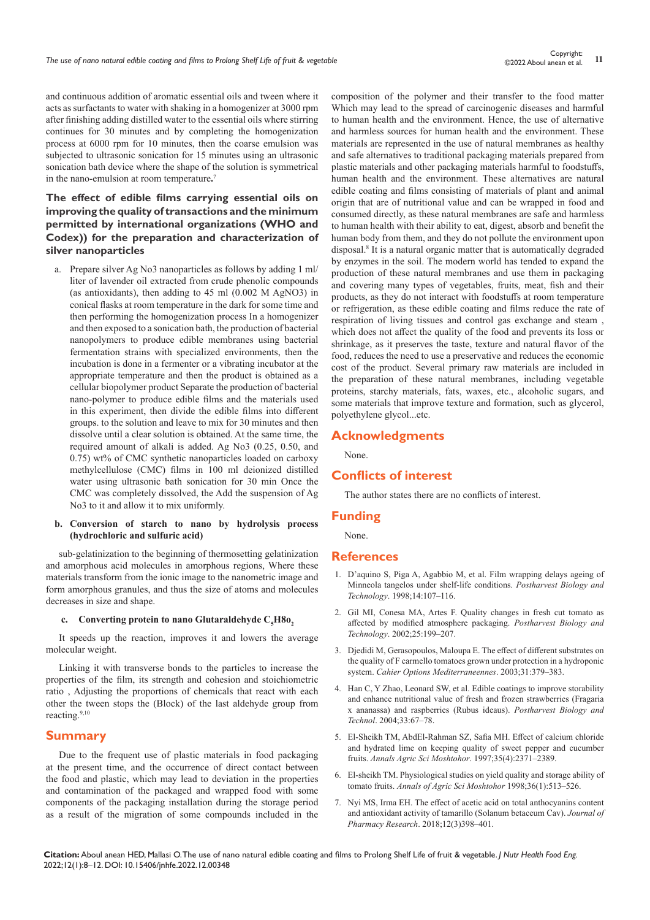and continuous addition of aromatic essential oils and tween where it acts as surfactants to water with shaking in a homogenizer at 3000 rpm after finishing adding distilled water to the essential oils where stirring continues for 30 minutes and by completing the homogenization process at 6000 rpm for 10 minutes, then the coarse emulsion was subjected to ultrasonic sonication for 15 minutes using an ultrasonic sonication bath device where the shape of the solution is symmetrical in the nano-emulsion at room temperature.[7]

### The effect of edible films carrying essential oils on improving the quality of transactions and the minimum permitted by international organizations (WHO and Codex)) for the preparation and characterization of silver nanoparticles

a. Prepare silver Ag No3 nanoparticles as follows by adding 1 ml/liter of lavender oil extracted from crude phenolic compounds (as antioxidants), then adding to 45 ml (0.002 M $AgNO_3$) in conical flasks at room temperature in the dark for some time and then performing the homogenization process In a homogenizer and then exposed to a sonication bath, the production of bacterial nanopolymers to produce edible membranes using bacterial fermentation strains with specialized environments, then the incubation is done in a fermenter or a vibrating incubator at the appropriate temperature and then the product is obtained as a cellular biopolymer product Separate the production of bacterial nano-polymer to produce edible films and the materials used in this experiment, then divide the edible films into different groups. to the solution and leave to mix for 30 minutes and then dissolve until a clear solution is obtained. At the same time, the required amount of alkali is added. Ag No3 (0.25, 0.50, and 0.75) wt% of CMC synthetic nanoparticles loaded on carboxy methylcellulose (CMC) films in 100 ml deionized distilled water using ultrasonic bath sonication for 30 min Once the CMC was completely dissolved, the Add the suspension of Ag No3 to it and allow it to mix uniformly.

**b. Conversion of starch to nano by hydrolysis process (hydrochloric and sulfuric acid)**

sub-gelatinization to the beginning of thermosetting gelatinization and amorphous acid molecules in amorphous regions, Where these materials transform from the ionic image to the nanometric image and form amorphous granules, and thus the size of atoms and molecules decreases in size and shape.

**c. Converting protein to nano Glutaraldehyde $C_5H8o_2$**

It speeds up the reaction, improves it and lowers the average molecular weight.

Linking it with transverse bonds to the particles to increase the properties of the film, its strength and cohesion and stoichiometric ratio , Adjusting the proportions of chemicals that react with each other the tween stops the (Block) of the last aldehyde group from reacting.[9,10]

## Summary

Due to the frequent use of plastic materials in food packaging at the present time, and the occurrence of direct contact between the food and plastic, which may lead to deviation in the properties and contamination of the packaged and wrapped food with some components of the packaging installation during the storage period as a result of the migration of some compounds included in the composition of the polymer and their transfer to the food matter Which may lead to the spread of carcinogenic diseases and harmful to human health and the environment. Hence, the use of alternative and harmless sources for human health and the environment. These materials are represented in the use of natural membranes as healthy and safe alternatives to traditional packaging materials prepared from plastic materials and other packaging materials harmful to foodstuffs, human health and the environment. These alternatives are natural edible coating and films consisting of materials of plant and animal origin that are of nutritional value and can be wrapped in food and consumed directly, as these natural membranes are safe and harmless to human health with their ability to eat, digest, absorb and benefit the human body from them, and they do not pollute the environment upon disposal.[8] It is a natural organic matter that is automatically degraded by enzymes in the soil. The modern world has tended to expand the production of these natural membranes and use them in packaging and covering many types of vegetables, fruits, meat, fish and their products, as they do not interact with foodstuffs at room temperature or refrigeration, as these edible coating and films reduce the rate of respiration of living tissues and control gas exchange and steam , which does not affect the quality of the food and prevents its loss or shrinkage, as it preserves the taste, texture and natural flavor of the food, reduces the need to use a preservative and reduces the economic cost of the product. Several primary raw materials are included in the preparation of these natural membranes, including vegetable proteins, starchy materials, fats, waxes, etc., alcoholic sugars, and some materials that improve texture and formation, such as glycerol, polyethylene glycol...etc.

## Acknowledgments

None.

## Conflicts of interest

The author states there are no conflicts of interest.

## Funding

None.

## References

1. D'aquino S, Piga A, Agabbio M, et al. Film wrapping delays ageing of Minneola tangelos under shelf-life conditions. *Postharvest Biology and Technology*. 1998;14:107–116.
2. Gil MI, Conesa MA, Artes F. Quality changes in fresh cut tomato as affected by modified atmosphere packaging. *Postharvest Biology and Technology*. 2002;25:199–207.
3. Djedidi M, Gerasopoulos, Maloupa E. The effect of different substrates on the quality of F carmello tomatoes grown under protection in a hydroponic system. *Cahier Options Mediterraneennes*. 2003;31:379–383.
4. Han C, Y Zhao, Leonard SW, et al. Edible coatings to improve storability and enhance nutritional value of fresh and frozen strawberries (Fragaria x ananassa) and raspberries (Rubus ideaus). *Postharvest Biology and Technol*. 2004;33:67–78.
5. El-Sheikh TM, AbdEl-Rahman SZ, Safia MH. Effect of calcium chloride and hydrated lime on keeping quality of sweet pepper and cucumber fruits. *Annals Agric Sci Moshtohor*. 1997;35(4):2371–2389.
6. El-sheikh TM. Physiological studies on yield quality and storage ability of tomato fruits. *Annals of Agric Sci Moshtohor* 1998;36(1):513–526.
7. Nyi MS, Irma EH. The effect of acetic acid on total anthocyanins content and antioxidant activity of tamarillo (Solanum betaceum Cav). *Journal of Pharmacy Research*. 2018;12(3)398–401.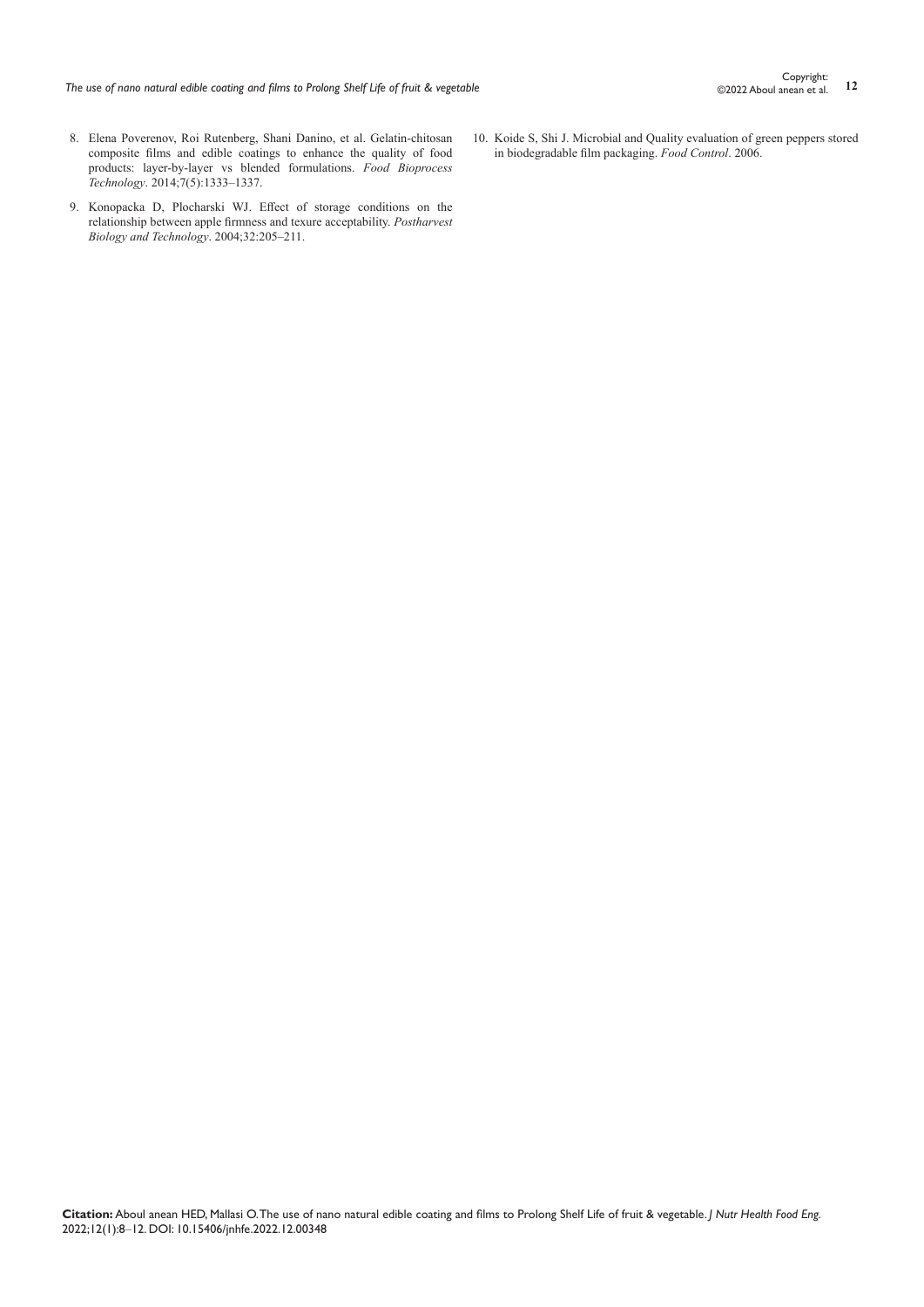8. Elena Poverenov, Roi Rutenberg, Shani Danino, et al. Gelatin-chitosan composite films and edible coatings to enhance the quality of food products: layer-by-layer vs blended formulations. *Food Bioprocess Technology*. 2014;7(5):1333–1337.
9. Konopacka D, Plocharski WJ. Effect of storage conditions on the relationship between apple firmness and texure acceptability. *Postharvest Biology and Technology*. 2004;32:205–211.
10. Koide S, Shi J. Microbial and Quality evaluation of green peppers stored in biodegradable film packaging. *Food Control*. 2006.